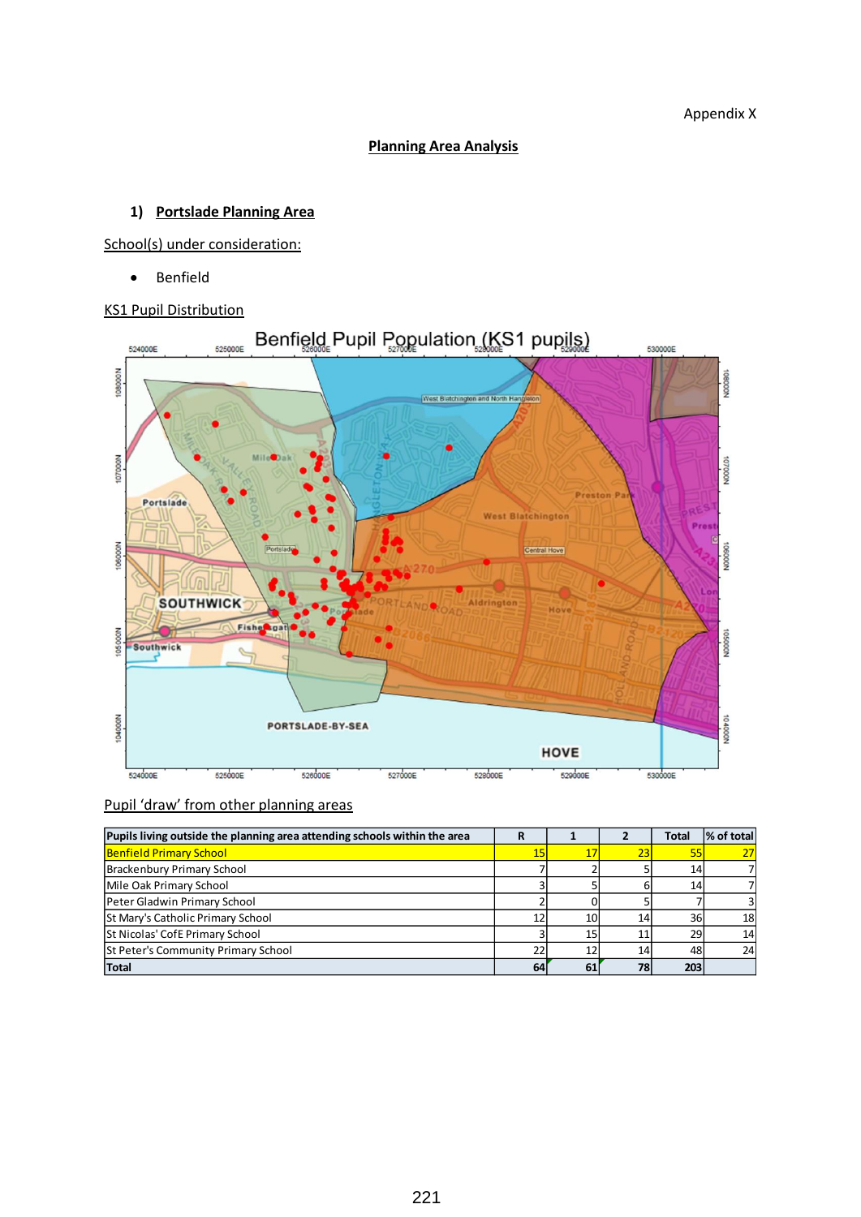Appendix X

# Planning Area Analysis

## 1) Portslade Planning Area

School(s) under consideration:

- Benfield

KS1 Pupil Distribution

Pupil 'draw' from other planning areas

| Pupils living outside the planning area attending schools within the area | R | 1 | 2 | Total | % of total |
|---|---|---|---|---|---|
| Benfield Primary School | 15 | 17 | 23 | 55 | 27 |
| Brackenbury Primary School | 7 | 2 | 5 | 14 | 7 |
| Mile Oak Primary School | 3 | 5 | 6 | 14 | 7 |
| Peter Gladwin Primary School | 2 | 0 | 5 | 7 | 3 |
| St Mary's Catholic Primary School | 12 | 10 | 14 | 36 | 18 |
| St Nicolas' CofE Primary School | 3 | 15 | 11 | 29 | 14 |
| St Peter's Community Primary School | 22 | 12 | 14 | 48 | 24 |
| Total | 64 | 61 | 78 | 203 | |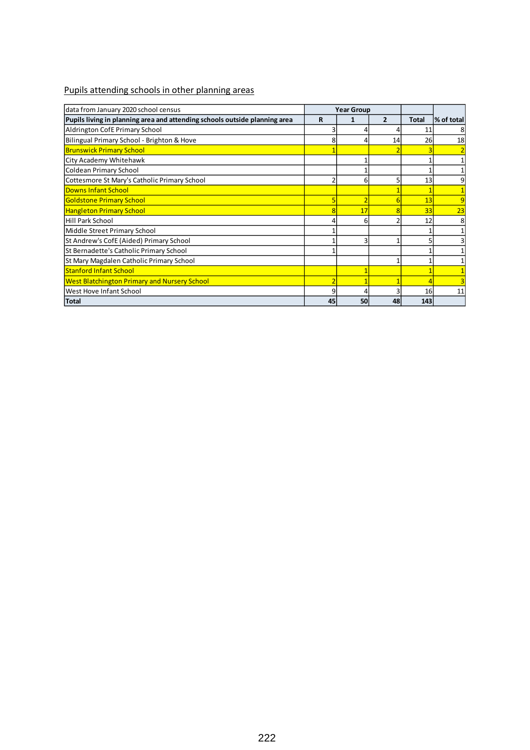Pupils attending schools in other planning areas

| data from January 2020 school census | Year Group | | | | |
|---|---|---|---|---|---|
| **Pupils living in planning area and attending schools outside planning area** | **R** | **1** | **2** | **Total** | **% of total** |
| Aldrington CofE Primary School | 3 | 4 | 4 | 11 | 8 |
| Bilingual Primary School - Brighton & Hove | 8 | 4 | 14 | 26 | 18 |
| Brunswick Primary School | 1 | | 2 | 3 | 2 |
| City Academy Whitehawk | | 1 | | 1 | 1 |
| Coldean Primary School | | 1 | | 1 | 1 |
| Cottesmore St Mary's Catholic Primary School | 2 | 6 | 5 | 13 | 9 |
| Downs Infant School | | | 1 | 1 | 1 |
| Goldstone Primary School | 5 | 2 | 6 | 13 | 9 |
| Hangleton Primary School | 8 | 17 | 8 | 33 | 23 |
| Hill Park School | 4 | 6 | 2 | 12 | 8 |
| Middle Street Primary School | 1 | | | 1 | 1 |
| St Andrew's CofE (Aided) Primary School | 1 | 3 | 1 | 5 | 3 |
| St Bernadette's Catholic Primary School | 1 | | | 1 | 1 |
| St Mary Magdalen Catholic Primary School | | | 1 | 1 | 1 |
| Stanford Infant School | | 1 | | 1 | 1 |
| West Blatchington Primary and Nursery School | 2 | 1 | 1 | 4 | 3 |
| West Hove Infant School | 9 | 4 | 3 | 16 | 11 |
| **Total** | **45** | **50** | **48** | **143** | |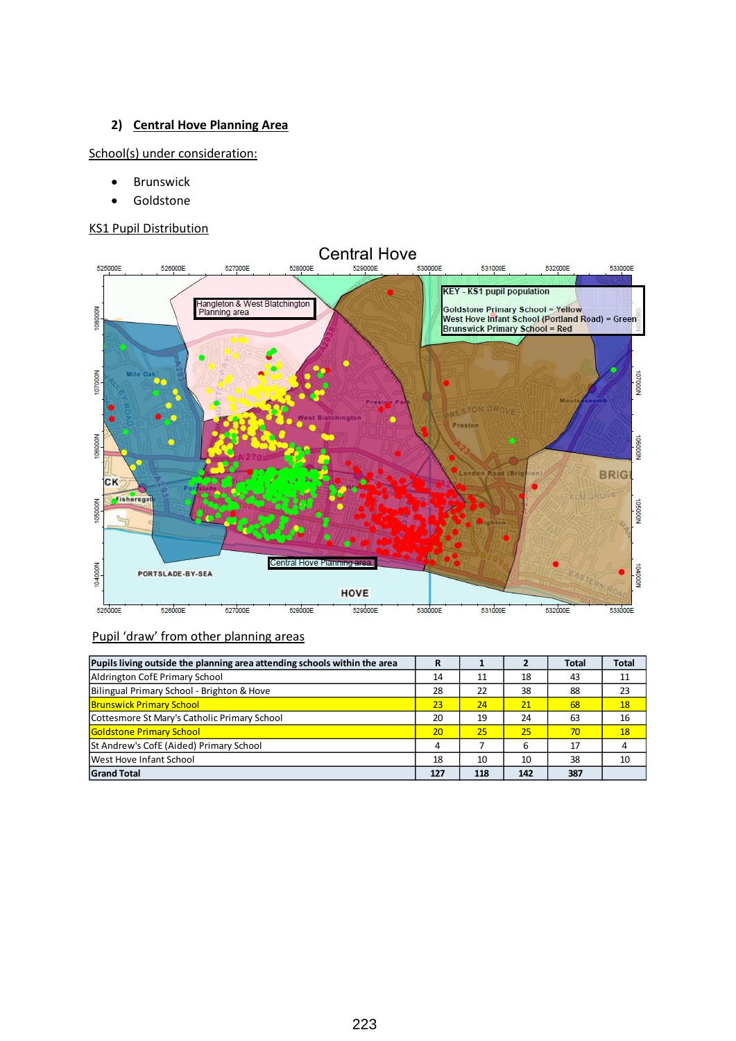## 2) Central Hove Planning Area

School(s) under consideration:

- Brunswick
- Goldstone

KS1 Pupil Distribution

Pupil 'draw' from other planning areas

| Pupils living outside the planning area attending schools within the area | R | 1 | 2 | Total | Total |
|---|---|---|---|---|---|
| Aldrington CofE Primary School | 14 | 11 | 18 | 43 | 11 |
| Bilingual Primary School - Brighton & Hove | 28 | 22 | 38 | 88 | 23 |
| Brunswick Primary School | 23 | 24 | 21 | 68 | 18 |
| Cottesmore St Mary's Catholic Primary School | 20 | 19 | 24 | 63 | 16 |
| Goldstone Primary School | 20 | 25 | 25 | 70 | 18 |
| St Andrew's CofE (Aided) Primary School | 4 | 7 | 6 | 17 | 4 |
| West Hove Infant School | 18 | 10 | 10 | 38 | 10 |
| **Grand Total** | **127** | **118** | **142** | **387** | |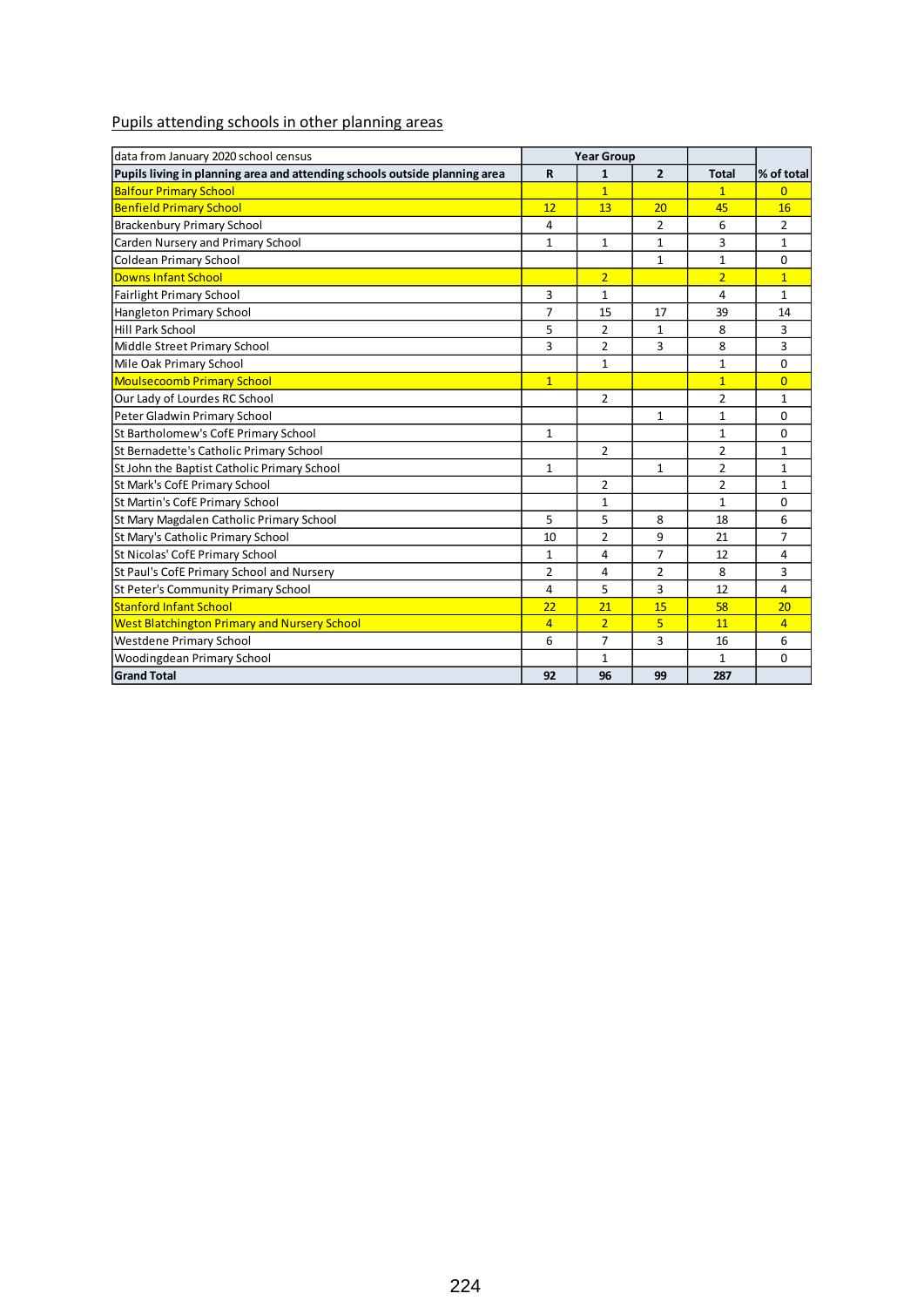## Pupils attending schools in other planning areas

| data from January 2020 school census | Year Group | | | | |
|---|---|---|---|---|---|
| **Pupils living in planning area and attending schools outside planning area** | **R** | **1** | **2** | **Total** | **% of total** |
| Balfour Primary School | | 1 | | 1 | 0 |
| Benfield Primary School | 12 | 13 | 20 | 45 | 16 |
| Brackenbury Primary School | 4 | | 2 | 6 | 2 |
| Carden Nursery and Primary School | 1 | 1 | 1 | 3 | 1 |
| Coldean Primary School | | | 1 | 1 | 0 |
| Downs Infant School | | 2 | | 2 | 1 |
| Fairlight Primary School | 3 | 1 | | 4 | 1 |
| Hangleton Primary School | 7 | 15 | 17 | 39 | 14 |
| Hill Park School | 5 | 2 | 1 | 8 | 3 |
| Middle Street Primary School | 3 | 2 | 3 | 8 | 3 |
| Mile Oak Primary School | | 1 | | 1 | 0 |
| Moulsecoomb Primary School | 1 | | | 1 | 0 |
| Our Lady of Lourdes RC School | | 2 | | 2 | 1 |
| Peter Gladwin Primary School | | | 1 | 1 | 0 |
| St Bartholomew's CofE Primary School | 1 | | | 1 | 0 |
| St Bernadette's Catholic Primary School | | 2 | | 2 | 1 |
| St John the Baptist Catholic Primary School | 1 | | 1 | 2 | 1 |
| St Mark's CofE Primary School | | 2 | | 2 | 1 |
| St Martin's CofE Primary School | | 1 | | 1 | 0 |
| St Mary Magdalen Catholic Primary School | 5 | 5 | 8 | 18 | 6 |
| St Mary's Catholic Primary School | 10 | 2 | 9 | 21 | 7 |
| St Nicolas' CofE Primary School | 1 | 4 | 7 | 12 | 4 |
| St Paul's CofE Primary School and Nursery | 2 | 4 | 2 | 8 | 3 |
| St Peter's Community Primary School | 4 | 5 | 3 | 12 | 4 |
| Stanford Infant School | 22 | 21 | 15 | 58 | 20 |
| West Blatchington Primary and Nursery School | 4 | 2 | 5 | 11 | 4 |
| Westdene Primary School | 6 | 7 | 3 | 16 | 6 |
| Woodingdean Primary School | | 1 | | 1 | 0 |
| **Grand Total** | **92** | **96** | **99** | **287** | |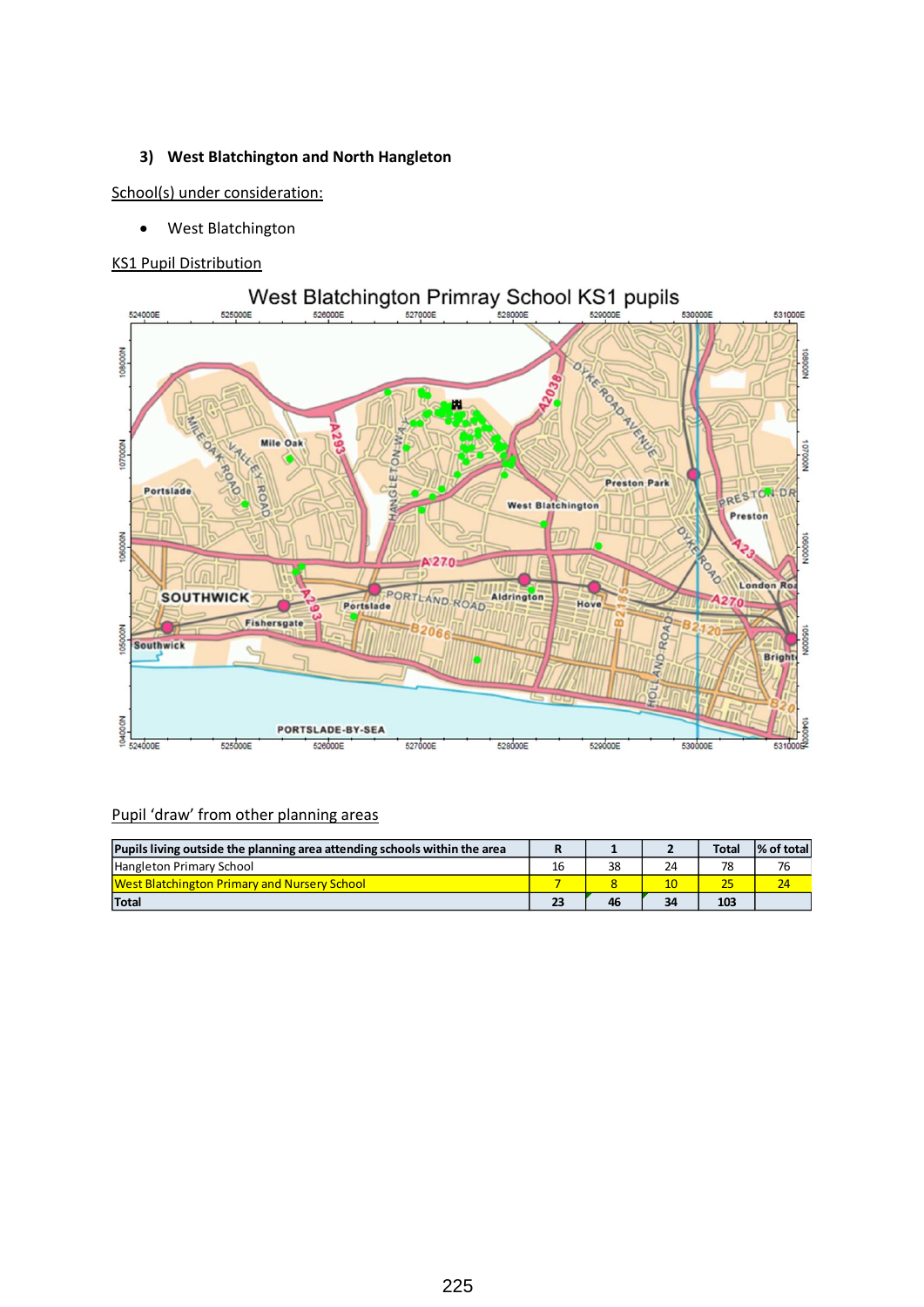### 3) West Blatchington and North Hangleton

School(s) under consideration:

- West Blatchington

KS1 Pupil Distribution

West Blatchington Primray School KS1 pupils

Pupil 'draw' from other planning areas

| Pupils living outside the planning area attending schools within the area | R | 1 | 2 | Total | % of total |
|---|---|---|---|---|---|
| Hangleton Primary School | 16 | 38 | 24 | 78 | 76 |
| West Blatchington Primary and Nursery School | 7 | 8 | 10 | 25 | 24 |
| **Total** | **23** | **46** | **34** | **103** | |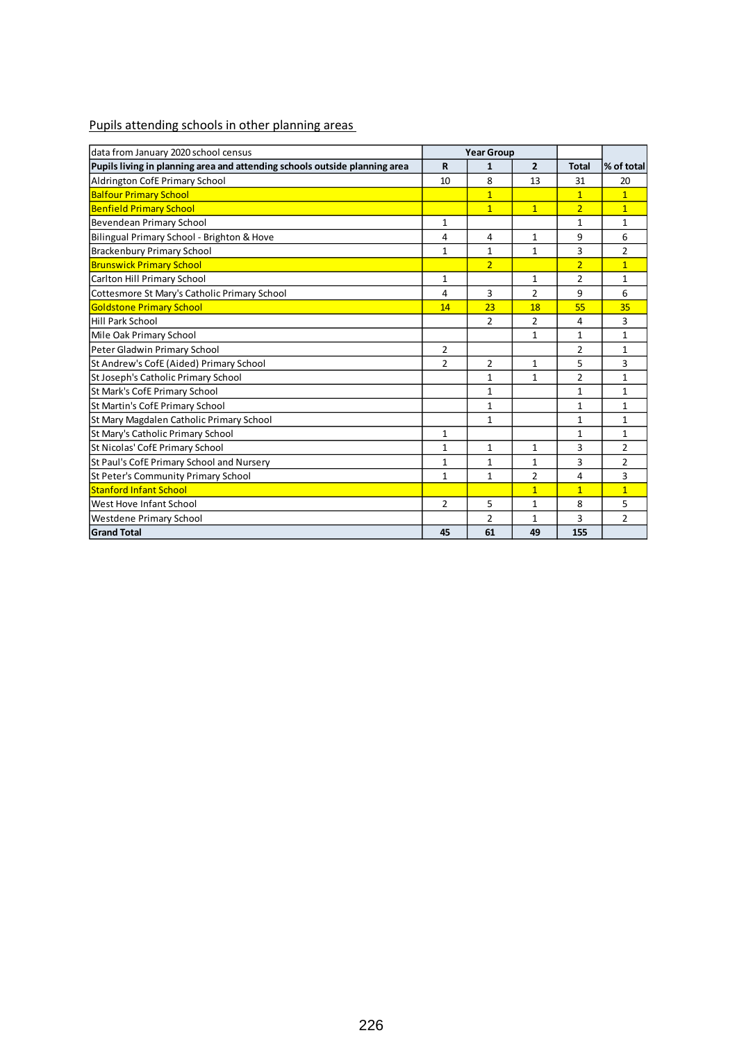Pupils attending schools in other planning areas

| data from January 2020 school census | Year Group | | | | |
|---|---|---|---|---|---|
| **Pupils living in planning area and attending schools outside planning area** | **R** | **1** | **2** | **Total** | **% of total** |
| Aldrington CofE Primary School | 10 | 8 | 13 | 31 | 20 |
| Balfour Primary School | | 1 | | 1 | 1 |
| Benfield Primary School | | 1 | 1 | 2 | 1 |
| Bevendean Primary School | 1 | | | 1 | 1 |
| Bilingual Primary School - Brighton & Hove | 4 | 4 | 1 | 9 | 6 |
| Brackenbury Primary School | 1 | 1 | 1 | 3 | 2 |
| Brunswick Primary School | | 2 | | 2 | 1 |
| Carlton Hill Primary School | 1 | | 1 | 2 | 1 |
| Cottesmore St Mary's Catholic Primary School | 4 | 3 | 2 | 9 | 6 |
| Goldstone Primary School | 14 | 23 | 18 | 55 | 35 |
| Hill Park School | | 2 | 2 | 4 | 3 |
| Mile Oak Primary School | | | 1 | 1 | 1 |
| Peter Gladwin Primary School | 2 | | | 2 | 1 |
| St Andrew's CofE (Aided) Primary School | 2 | 2 | 1 | 5 | 3 |
| St Joseph's Catholic Primary School | | 1 | 1 | 2 | 1 |
| St Mark's CofE Primary School | | 1 | | 1 | 1 |
| St Martin's CofE Primary School | | 1 | | 1 | 1 |
| St Mary Magdalen Catholic Primary School | | 1 | | 1 | 1 |
| St Mary's Catholic Primary School | 1 | | | 1 | 1 |
| St Nicolas' CofE Primary School | 1 | 1 | 1 | 3 | 2 |
| St Paul's CofE Primary School and Nursery | 1 | 1 | 1 | 3 | 2 |
| St Peter's Community Primary School | 1 | 1 | 2 | 4 | 3 |
| Stanford Infant School | | | 1 | 1 | 1 |
| West Hove Infant School | 2 | 5 | 1 | 8 | 5 |
| Westdene Primary School | | 2 | 1 | 3 | 2 |
| **Grand Total** | **45** | **61** | **49** | **155** | |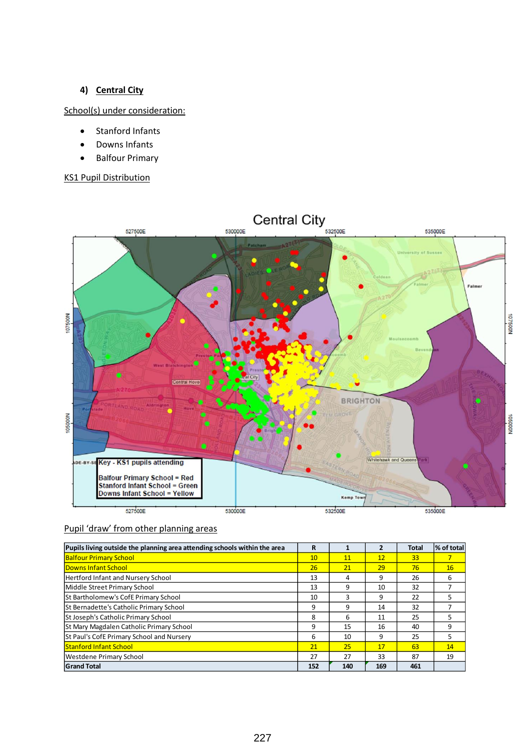#### 4) Central City

School(s) under consideration:

- Stanford Infants
- Downs Infants
- Balfour Primary

KS1 Pupil Distribution

Pupil 'draw' from other planning areas

| Pupils living outside the planning area attending schools within the area | R | 1 | 2 | Total | % of total |
|---|---|---|---|---|---|
| Balfour Primary School | 10 | 11 | 12 | 33 | 7 |
| Downs Infant School | 26 | 21 | 29 | 76 | 16 |
| Hertford Infant and Nursery School | 13 | 4 | 9 | 26 | 6 |
| Middle Street Primary School | 13 | 9 | 10 | 32 | 7 |
| St Bartholomew's CofE Primary School | 10 | 3 | 9 | 22 | 5 |
| St Bernadette's Catholic Primary School | 9 | 9 | 14 | 32 | 7 |
| St Joseph's Catholic Primary School | 8 | 6 | 11 | 25 | 5 |
| St Mary Magdalen Catholic Primary School | 9 | 15 | 16 | 40 | 9 |
| St Paul's CofE Primary School and Nursery | 6 | 10 | 9 | 25 | 5 |
| Stanford Infant School | 21 | 25 | 17 | 63 | 14 |
| Westdene Primary School | 27 | 27 | 33 | 87 | 19 |
| **Grand Total** | **152** | **140** | **169** | **461** | |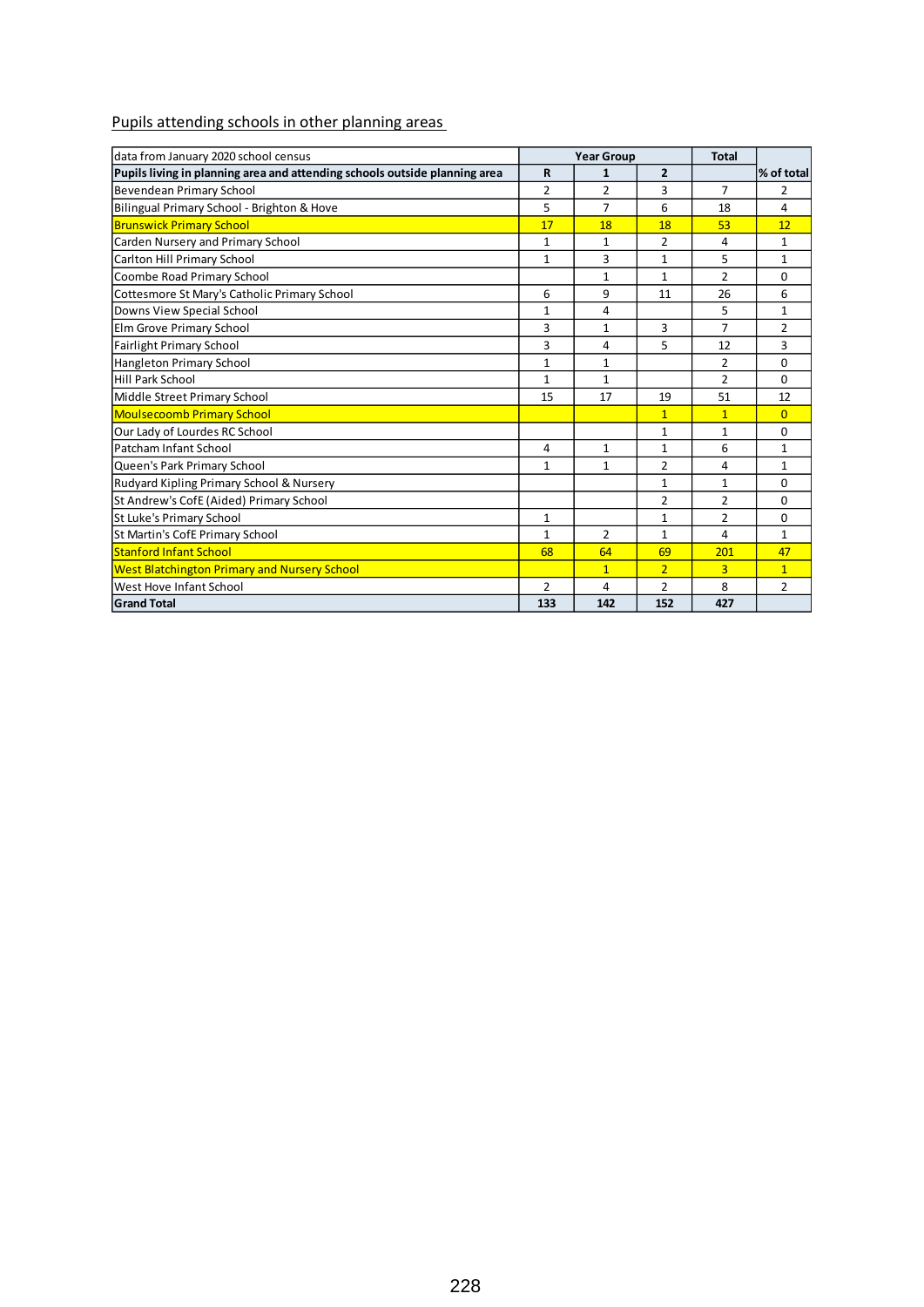## Pupils attending schools in other planning areas

| data from January 2020 school census | Year Group | | | Total | |
|---|---|---|---|---|---|
| **Pupils living in planning area and attending schools outside planning area** | **R** | **1** | **2** | | **% of total** |
| Bevendean Primary School | 2 | 2 | 3 | 7 | 2 |
| Bilingual Primary School - Brighton & Hove | 5 | 7 | 6 | 18 | 4 |
| Brunswick Primary School | 17 | 18 | 18 | 53 | 12 |
| Carden Nursery and Primary School | 1 | 1 | 2 | 4 | 1 |
| Carlton Hill Primary School | 1 | 3 | 1 | 5 | 1 |
| Coombe Road Primary School | | 1 | 1 | 2 | 0 |
| Cottesmore St Mary's Catholic Primary School | 6 | 9 | 11 | 26 | 6 |
| Downs View Special School | 1 | 4 | | 5 | 1 |
| Elm Grove Primary School | 3 | 1 | 3 | 7 | 2 |
| Fairlight Primary School | 3 | 4 | 5 | 12 | 3 |
| Hangleton Primary School | 1 | 1 | | 2 | 0 |
| Hill Park School | 1 | 1 | | 2 | 0 |
| Middle Street Primary School | 15 | 17 | 19 | 51 | 12 |
| Moulsecoomb Primary School | | | 1 | 1 | 0 |
| Our Lady of Lourdes RC School | | | 1 | 1 | 0 |
| Patcham Infant School | 4 | 1 | 1 | 6 | 1 |
| Queen's Park Primary School | 1 | 1 | 2 | 4 | 1 |
| Rudyard Kipling Primary School & Nursery | | | 1 | 1 | 0 |
| St Andrew's CofE (Aided) Primary School | | | 2 | 2 | 0 |
| St Luke's Primary School | 1 | | 1 | 2 | 0 |
| St Martin's CofE Primary School | 1 | 2 | 1 | 4 | 1 |
| Stanford Infant School | 68 | 64 | 69 | 201 | 47 |
| West Blatchington Primary and Nursery School | | 1 | 2 | 3 | 1 |
| West Hove Infant School | 2 | 4 | 2 | 8 | 2 |
| **Grand Total** | **133** | **142** | **152** | **427** | |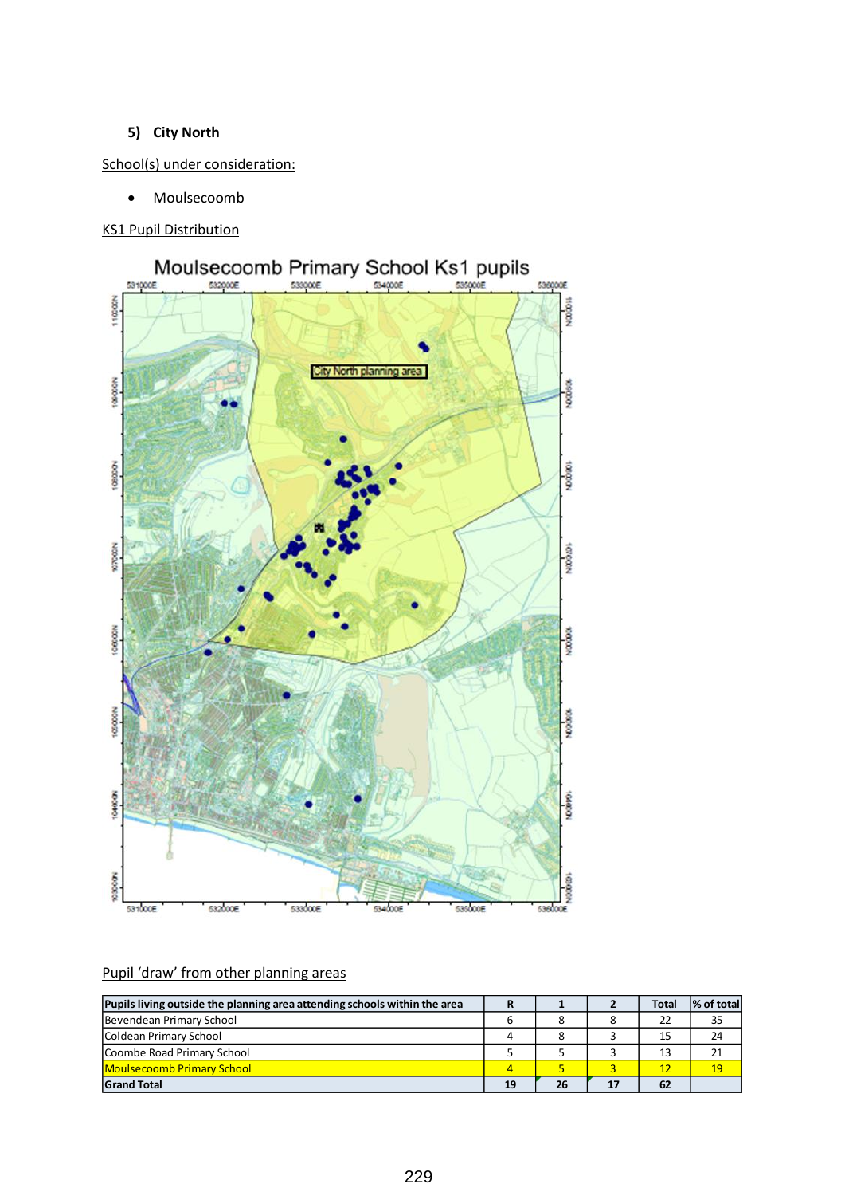## 5) City North

School(s) under consideration:

- Moulsecoomb

KS1 Pupil Distribution

Pupil 'draw' from other planning areas

| Pupils living outside the planning area attending schools within the area | R | 1 | 2 | Total | % of total |
|---|---|---|---|---|---|
| Bevendean Primary School | 6 | 8 | 8 | 22 | 35 |
| Coldean Primary School | 4 | 8 | 3 | 15 | 24 |
| Coombe Road Primary School | 5 | 5 | 3 | 13 | 21 |
| Moulsecoomb Primary School | 4 | 5 | 3 | 12 | 19 |
| **Grand Total** | **19** | **26** | **17** | **62** | |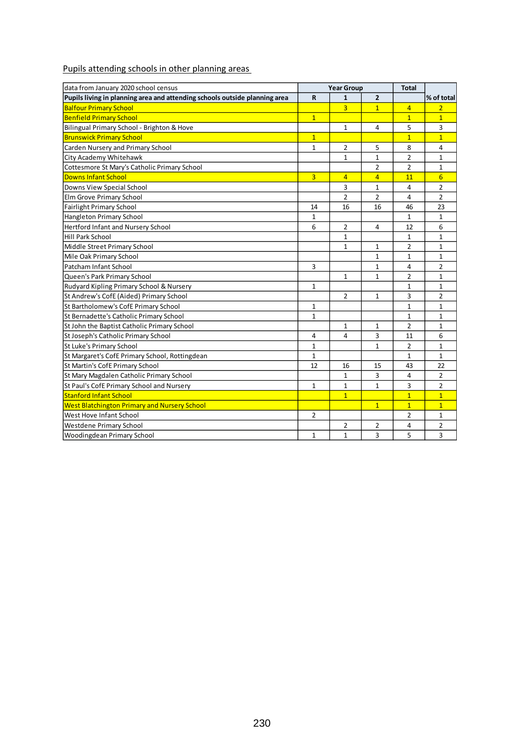Pupils attending schools in other planning areas

| data from January 2020 school census | Year Group | | | Total | |
|---|---|---|---|---|---|
| **Pupils living in planning area and attending schools outside planning area** | **R** | **1** | **2** | | **% of total** |
| Balfour Primary School | | 3 | 1 | 4 | 2 |
| Benfield Primary School | 1 | | | 1 | 1 |
| Bilingual Primary School - Brighton & Hove | | 1 | 4 | 5 | 3 |
| Brunswick Primary School | 1 | | | 1 | 1 |
| Carden Nursery and Primary School | 1 | 2 | 5 | 8 | 4 |
| City Academy Whitehawk | | 1 | 1 | 2 | 1 |
| Cottesmore St Mary's Catholic Primary School | | | 2 | 2 | 1 |
| Downs Infant School | 3 | 4 | 4 | 11 | 6 |
| Downs View Special School | | 3 | 1 | 4 | 2 |
| Elm Grove Primary School | | 2 | 2 | 4 | 2 |
| Fairlight Primary School | 14 | 16 | 16 | 46 | 23 |
| Hangleton Primary School | 1 | | | 1 | 1 |
| Hertford Infant and Nursery School | 6 | 2 | 4 | 12 | 6 |
| Hill Park School | | 1 | | 1 | 1 |
| Middle Street Primary School | | 1 | 1 | 2 | 1 |
| Mile Oak Primary School | | | 1 | 1 | 1 |
| Patcham Infant School | 3 | | 1 | 4 | 2 |
| Queen's Park Primary School | | 1 | 1 | 2 | 1 |
| Rudyard Kipling Primary School & Nursery | 1 | | | 1 | 1 |
| St Andrew's CofE (Aided) Primary School | | 2 | 1 | 3 | 2 |
| St Bartholomew's CofE Primary School | 1 | | | 1 | 1 |
| St Bernadette's Catholic Primary School | 1 | | | 1 | 1 |
| St John the Baptist Catholic Primary School | | 1 | 1 | 2 | 1 |
| St Joseph's Catholic Primary School | 4 | 4 | 3 | 11 | 6 |
| St Luke's Primary School | 1 | | 1 | 2 | 1 |
| St Margaret's CofE Primary School, Rottingdean | 1 | | | 1 | 1 |
| St Martin's CofE Primary School | 12 | 16 | 15 | 43 | 22 |
| St Mary Magdalen Catholic Primary School | | 1 | 3 | 4 | 2 |
| St Paul's CofE Primary School and Nursery | 1 | 1 | 1 | 3 | 2 |
| Stanford Infant School | | 1 | | 1 | 1 |
| West Blatchington Primary and Nursery School | | | 1 | 1 | 1 |
| West Hove Infant School | 2 | | | 2 | 1 |
| Westdene Primary School | | 2 | 2 | 4 | 2 |
| Woodingdean Primary School | 1 | 1 | 3 | 5 | 3 |